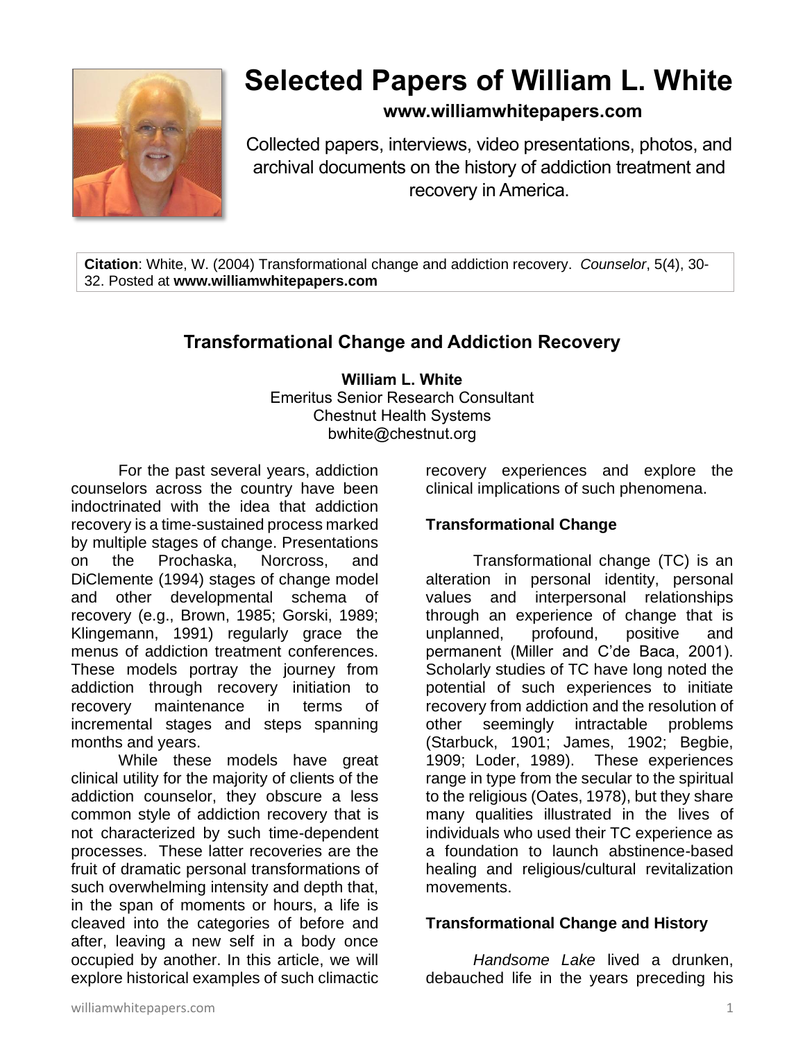# Selected Papers of William L. White

**www.williamwhitepapers.com**

Collected papers, interviews, video presentations, photos, and archival documents on the history of addiction treatment and recovery in America.

**Citation**: White, W. (2004) Transformational change and addiction recovery. *Counselor*, 5(4), 30-32. Posted at **www.williamwhitepapers.com**

## Transformational Change and Addiction Recovery

**William L. White**
Emeritus Senior Research Consultant
Chestnut Health Systems
bwhite@chestnut.org

For the past several years, addiction counselors across the country have been indoctrinated with the idea that addiction recovery is a time-sustained process marked by multiple stages of change. Presentations on the Prochaska, Norcross, and DiClemente (1994) stages of change model and other developmental schema of recovery (e.g., Brown, 1985; Gorski, 1989; Klingemann, 1991) regularly grace the menus of addiction treatment conferences. These models portray the journey from addiction through recovery initiation to recovery maintenance in terms of incremental stages and steps spanning months and years.

While these models have great clinical utility for the majority of clients of the addiction counselor, they obscure a less common style of addiction recovery that is not characterized by such time-dependent processes. These latter recoveries are the fruit of dramatic personal transformations of such overwhelming intensity and depth that, in the span of moments or hours, a life is cleaved into the categories of before and after, leaving a new self in a body once occupied by another. In this article, we will explore historical examples of such climactic recovery experiences and explore the clinical implications of such phenomena.

### Transformational Change

Transformational change (TC) is an alteration in personal identity, personal values and interpersonal relationships through an experience of change that is unplanned, profound, positive and permanent (Miller and C'de Baca, 2001). Scholarly studies of TC have long noted the potential of such experiences to initiate recovery from addiction and the resolution of other seemingly intractable problems (Starbuck, 1901; James, 1902; Begbie, 1909; Loder, 1989). These experiences range in type from the secular to the spiritual to the religious (Oates, 1978), but they share many qualities illustrated in the lives of individuals who used their TC experience as a foundation to launch abstinence-based healing and religious/cultural revitalization movements.

### Transformational Change and History

*Handsome Lake* lived a drunken, debauched life in the years preceding his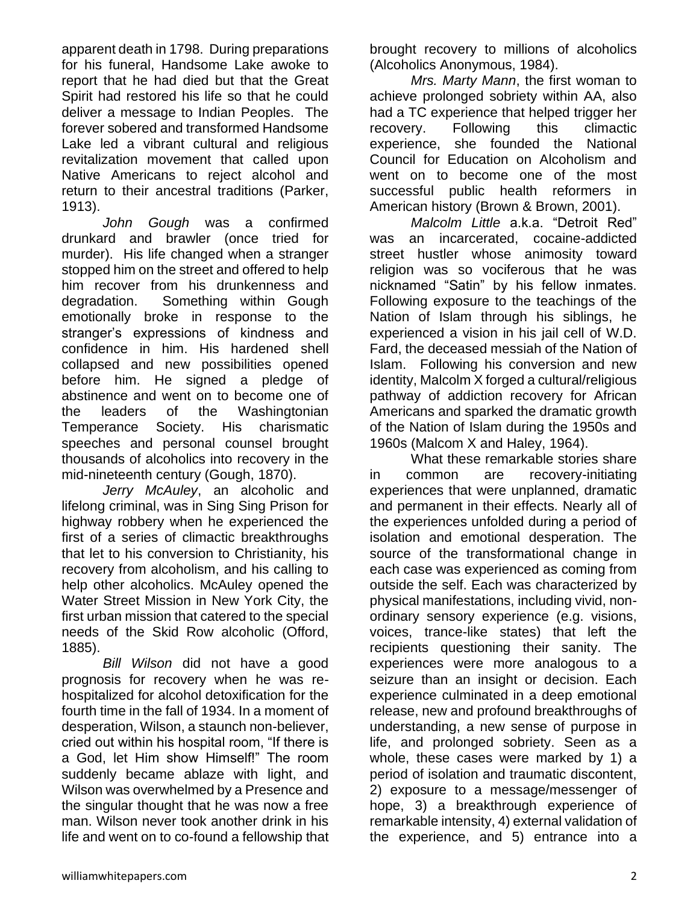apparent death in 1798. During preparations for his funeral, Handsome Lake awoke to report that he had died but that the Great Spirit had restored his life so that he could deliver a message to Indian Peoples. The forever sobered and transformed Handsome Lake led a vibrant cultural and religious revitalization movement that called upon Native Americans to reject alcohol and return to their ancestral traditions (Parker, 1913).

*John Gough* was a confirmed drunkard and brawler (once tried for murder). His life changed when a stranger stopped him on the street and offered to help him recover from his drunkenness and degradation. Something within Gough emotionally broke in response to the stranger's expressions of kindness and confidence in him. His hardened shell collapsed and new possibilities opened before him. He signed a pledge of abstinence and went on to become one of the leaders of the Washingtonian Temperance Society. His charismatic speeches and personal counsel brought thousands of alcoholics into recovery in the mid-nineteenth century (Gough, 1870).

*Jerry McAuley*, an alcoholic and lifelong criminal, was in Sing Sing Prison for highway robbery when he experienced the first of a series of climactic breakthroughs that let to his conversion to Christianity, his recovery from alcoholism, and his calling to help other alcoholics. McAuley opened the Water Street Mission in New York City, the first urban mission that catered to the special needs of the Skid Row alcoholic (Offord, 1885).

*Bill Wilson* did not have a good prognosis for recovery when he was re-hospitalized for alcohol detoxification for the fourth time in the fall of 1934. In a moment of desperation, Wilson, a staunch non-believer, cried out within his hospital room, "If there is a God, let Him show Himself!" The room suddenly became ablaze with light, and Wilson was overwhelmed by a Presence and the singular thought that he was now a free man. Wilson never took another drink in his life and went on to co-found a fellowship that brought recovery to millions of alcoholics (Alcoholics Anonymous, 1984).

*Mrs. Marty Mann*, the first woman to achieve prolonged sobriety within AA, also had a TC experience that helped trigger her recovery. Following this climactic experience, she founded the National Council for Education on Alcoholism and went on to become one of the most successful public health reformers in American history (Brown & Brown, 2001).

*Malcolm Little* a.k.a. "Detroit Red" was an incarcerated, cocaine-addicted street hustler whose animosity toward religion was so vociferous that he was nicknamed "Satin" by his fellow inmates. Following exposure to the teachings of the Nation of Islam through his siblings, he experienced a vision in his jail cell of W.D. Fard, the deceased messiah of the Nation of Islam. Following his conversion and new identity, Malcolm X forged a cultural/religious pathway of addiction recovery for African Americans and sparked the dramatic growth of the Nation of Islam during the 1950s and 1960s (Malcom X and Haley, 1964).

What these remarkable stories share in common are recovery-initiating experiences that were unplanned, dramatic and permanent in their effects. Nearly all of the experiences unfolded during a period of isolation and emotional desperation. The source of the transformational change in each case was experienced as coming from outside the self. Each was characterized by physical manifestations, including vivid, non-ordinary sensory experience (e.g. visions, voices, trance-like states) that left the recipients questioning their sanity. The experiences were more analogous to a seizure than an insight or decision. Each experience culminated in a deep emotional release, new and profound breakthroughs of understanding, a new sense of purpose in life, and prolonged sobriety. Seen as a whole, these cases were marked by 1) a period of isolation and traumatic discontent, 2) exposure to a message/messenger of hope, 3) a breakthrough experience of remarkable intensity, 4) external validation of the experience, and 5) entrance into a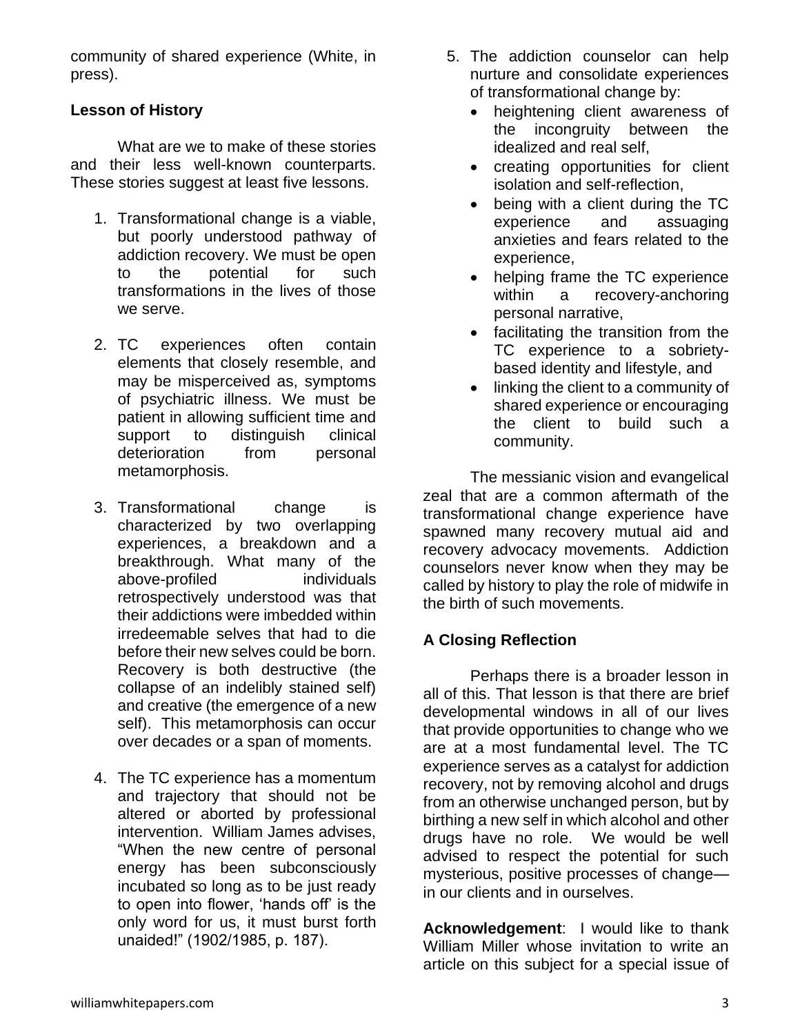community of shared experience (White, in press).

**Lesson of History**

What are we to make of these stories and their less well-known counterparts. These stories suggest at least five lessons.

1. Transformational change is a viable, but poorly understood pathway of addiction recovery. We must be open to the potential for such transformations in the lives of those we serve.

2. TC experiences often contain elements that closely resemble, and may be misperceived as, symptoms of psychiatric illness. We must be patient in allowing sufficient time and support to distinguish clinical deterioration from personal metamorphosis.

3. Transformational change is characterized by two overlapping experiences, a breakdown and a breakthrough. What many of the above-profiled individuals retrospectively understood was that their addictions were imbedded within irredeemable selves that had to die before their new selves could be born. Recovery is both destructive (the collapse of an indelibly stained self) and creative (the emergence of a new self). This metamorphosis can occur over decades or a span of moments.

4. The TC experience has a momentum and trajectory that should not be altered or aborted by professional intervention. William James advises, "When the new centre of personal energy has been subconsciously incubated so long as to be just ready to open into flower, 'hands off' is the only word for us, it must burst forth unaided!" (1902/1985, p. 187).

5. The addiction counselor can help nurture and consolidate experiences of transformational change by:
   - heightening client awareness of the incongruity between the idealized and real self,
   - creating opportunities for client isolation and self-reflection,
   - being with a client during the TC experience and assuaging anxieties and fears related to the experience,
   - helping frame the TC experience within a recovery-anchoring personal narrative,
   - facilitating the transition from the TC experience to a sobriety-based identity and lifestyle, and
   - linking the client to a community of shared experience or encouraging the client to build such a community.

The messianic vision and evangelical zeal that are a common aftermath of the transformational change experience have spawned many recovery mutual aid and recovery advocacy movements. Addiction counselors never know when they may be called by history to play the role of midwife in the birth of such movements.

**A Closing Reflection**

Perhaps there is a broader lesson in all of this. That lesson is that there are brief developmental windows in all of our lives that provide opportunities to change who we are at a most fundamental level. The TC experience serves as a catalyst for addiction recovery, not by removing alcohol and drugs from an otherwise unchanged person, but by birthing a new self in which alcohol and other drugs have no role. We would be well advised to respect the potential for such mysterious, positive processes of change—in our clients and in ourselves.

**Acknowledgement**: I would like to thank William Miller whose invitation to write an article on this subject for a special issue of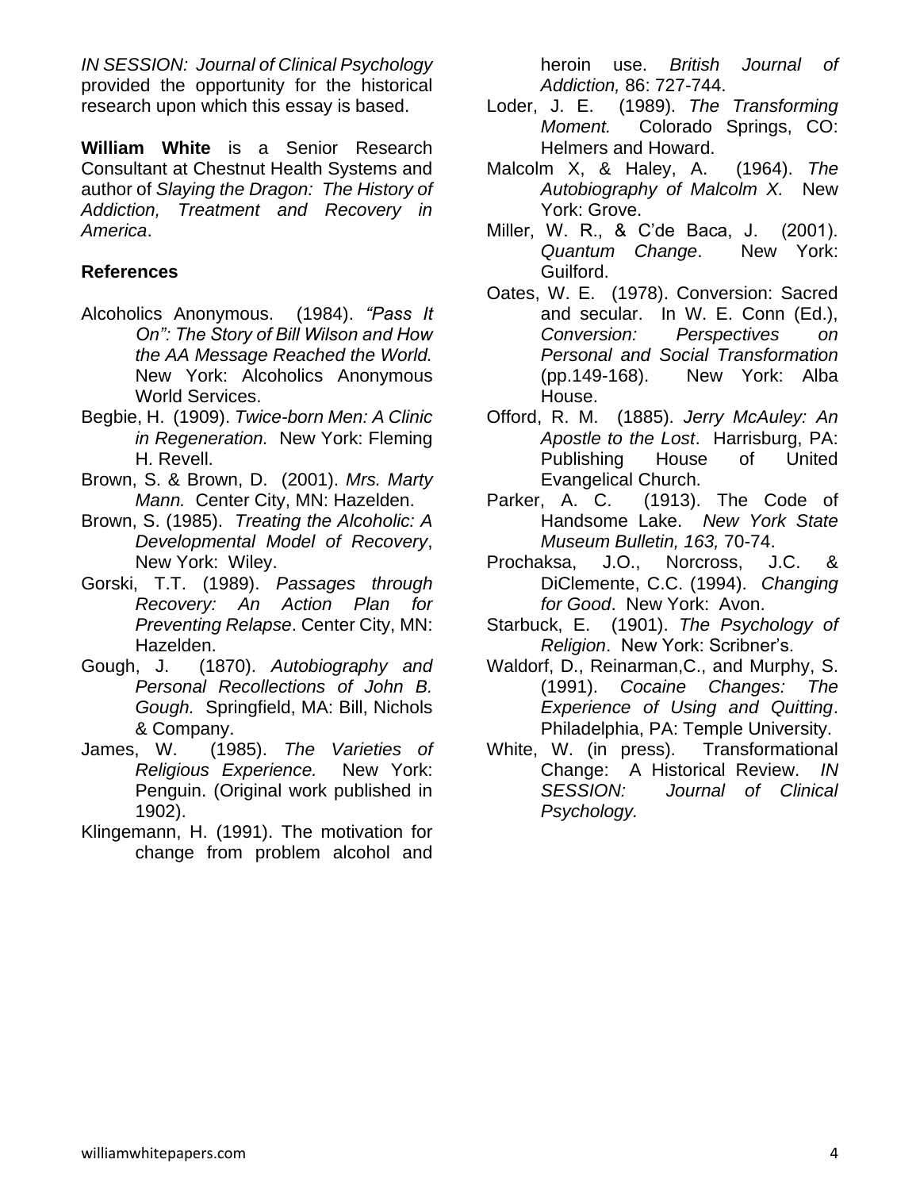*IN SESSION: Journal of Clinical Psychology* provided the opportunity for the historical research upon which this essay is based.

**William White** is a Senior Research Consultant at Chestnut Health Systems and author of *Slaying the Dragon: The History of Addiction, Treatment and Recovery in America*.

## References

Alcoholics Anonymous. (1984). *"Pass It On": The Story of Bill Wilson and How the AA Message Reached the World.* New York: Alcoholics Anonymous World Services.

Begbie, H. (1909). *Twice-born Men: A Clinic in Regeneration.* New York: Fleming H. Revell.

Brown, S. & Brown, D. (2001). *Mrs. Marty Mann.* Center City, MN: Hazelden.

Brown, S. (1985). *Treating the Alcoholic: A Developmental Model of Recovery*, New York: Wiley.

Gorski, T.T. (1989). *Passages through Recovery: An Action Plan for Preventing Relapse*. Center City, MN: Hazelden.

Gough, J. (1870). *Autobiography and Personal Recollections of John B. Gough.* Springfield, MA: Bill, Nichols & Company.

James, W. (1985). *The Varieties of Religious Experience.* New York: Penguin. (Original work published in 1902).

Klingemann, H. (1991). The motivation for change from problem alcohol and heroin use. *British Journal of Addiction,* 86: 727-744.

Loder, J. E. (1989). *The Transforming Moment.* Colorado Springs, CO: Helmers and Howard.

Malcolm X, & Haley, A. (1964). *The Autobiography of Malcolm X.* New York: Grove.

Miller, W. R., & C'de Baca, J. (2001). *Quantum Change*. New York: Guilford.

Oates, W. E. (1978). Conversion: Sacred and secular. In W. E. Conn (Ed.), *Conversion: Perspectives on Personal and Social Transformation* (pp.149-168). New York: Alba House.

Offord, R. M. (1885). *Jerry McAuley: An Apostle to the Lost*. Harrisburg, PA: Publishing House of United Evangelical Church.

Parker, A. C. (1913). The Code of Handsome Lake. *New York State Museum Bulletin, 163,* 70-74.

Prochaksa, J.O., Norcross, J.C. & DiClemente, C.C. (1994). *Changing for Good*. New York: Avon.

Starbuck, E. (1901). *The Psychology of Religion*. New York: Scribner's.

Waldorf, D., Reinarman,C., and Murphy, S. (1991). *Cocaine Changes: The Experience of Using and Quitting*. Philadelphia, PA: Temple University.

White, W. (in press). Transformational Change: A Historical Review. *IN SESSION: Journal of Clinical Psychology.*